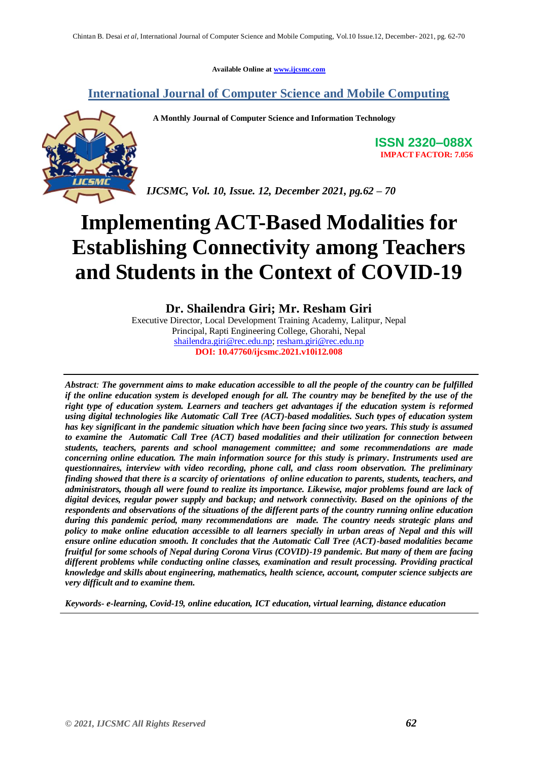Available Online at www.ijcsmc.com

**International Journal of Computer Science and Mobile Computing**

**A Monthly Journal of Computer Science and Information Technology**

**ISSN 2320–088X**
**IMPACT FACTOR: 7.056**

*IJCSMC, Vol. 10, Issue. 12, December 2021, pg.62 – 70*

# Implementing ACT-Based Modalities for Establishing Connectivity among Teachers and Students in the Context of COVID-19

**Dr. Shailendra Giri; Mr. Resham Giri**

Executive Director, Local Development Training Academy, Lalitpur, Nepal
Principal, Rapti Engineering College, Ghorahi, Nepal
shailendra.giri@rec.edu.np; resham.giri@rec.edu.np
**DOI: 10.47760/ijcsmc.2021.v10i12.008**

---

***Abstract**: The government aims to make education accessible to all the people of the country can be fulfilled if the online education system is developed enough for all. The country may be benefited by the use of the right type of education system. Learners and teachers get advantages if the education system is reformed using digital technologies like Automatic Call Tree (ACT)-based modalities. Such types of education system has key significant in the pandemic situation which have been facing since two years. This study is assumed to examine the Automatic Call Tree (ACT) based modalities and their utilization for connection between students, teachers, parents and school management committee; and some recommendations are made concerning online education. The main information source for this study is primary. Instruments used are questionnaires, interview with video recording, phone call, and class room observation. The preliminary finding showed that there is a scarcity of orientations of online education to parents, students, teachers, and administrators, though all were found to realize its importance. Likewise, major problems found are lack of digital devices, regular power supply and backup; and network connectivity. Based on the opinions of the respondents and observations of the situations of the different parts of the country running online education during this pandemic period, many recommendations are made. The country needs strategic plans and policy to make online education accessible to all learners specially in urban areas of Nepal and this will ensure online education smooth. It concludes that the Automatic Call Tree (ACT)-based modalities became fruitful for some schools of Nepal during Corona Virus (COVID)-19 pandemic. But many of them are facing different problems while conducting online classes, examination and result processing. Providing practical knowledge and skills about engineering, mathematics, health science, account, computer science subjects are very difficult and to examine them.*

***Keywords-** e-learning, Covid-19, online education, ICT education, virtual learning, distance education*

---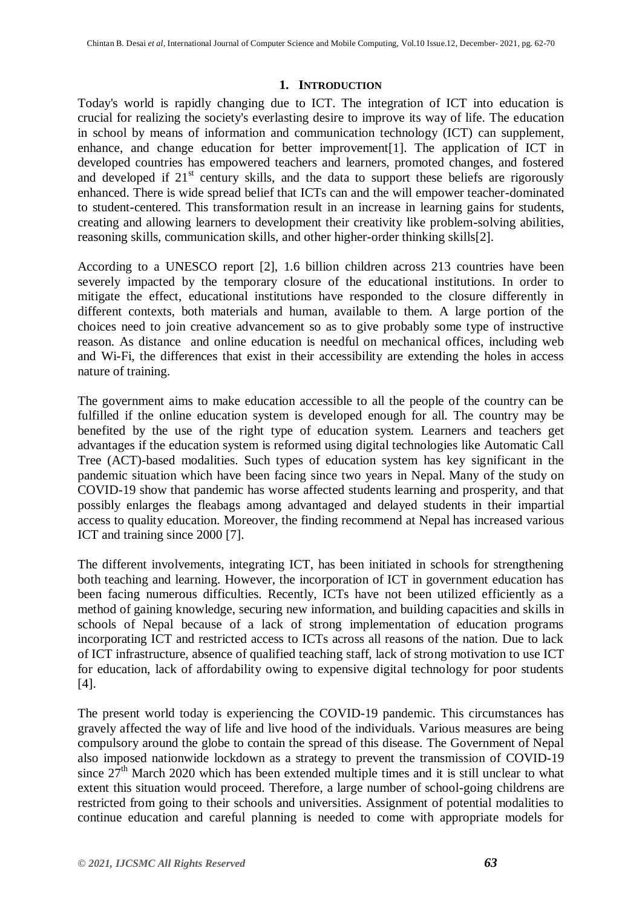## 1. INTRODUCTION

Today's world is rapidly changing due to ICT. The integration of ICT into education is crucial for realizing the society's everlasting desire to improve its way of life. The education in school by means of information and communication technology (ICT) can supplement, enhance, and change education for better improvement[1]. The application of ICT in developed countries has empowered teachers and learners, promoted changes, and fostered and developed if 21st century skills, and the data to support these beliefs are rigorously enhanced. There is wide spread belief that ICTs can and the will empower teacher-dominated to student-centered. This transformation result in an increase in learning gains for students, creating and allowing learners to development their creativity like problem-solving abilities, reasoning skills, communication skills, and other higher-order thinking skills[2].

According to a UNESCO report [2], 1.6 billion children across 213 countries have been severely impacted by the temporary closure of the educational institutions. In order to mitigate the effect, educational institutions have responded to the closure differently in different contexts, both materials and human, available to them. A large portion of the choices need to join creative advancement so as to give probably some type of instructive reason. As distance and online education is needful on mechanical offices, including web and Wi-Fi, the differences that exist in their accessibility are extending the holes in access nature of training.

The government aims to make education accessible to all the people of the country can be fulfilled if the online education system is developed enough for all. The country may be benefited by the use of the right type of education system. Learners and teachers get advantages if the education system is reformed using digital technologies like Automatic Call Tree (ACT)-based modalities. Such types of education system has key significant in the pandemic situation which have been facing since two years in Nepal. Many of the study on COVID-19 show that pandemic has worse affected students learning and prosperity, and that possibly enlarges the fleabags among advantaged and delayed students in their impartial access to quality education. Moreover, the finding recommend at Nepal has increased various ICT and training since 2000 [7].

The different involvements, integrating ICT, has been initiated in schools for strengthening both teaching and learning. However, the incorporation of ICT in government education has been facing numerous difficulties. Recently, ICTs have not been utilized efficiently as a method of gaining knowledge, securing new information, and building capacities and skills in schools of Nepal because of a lack of strong implementation of education programs incorporating ICT and restricted access to ICTs across all reasons of the nation. Due to lack of ICT infrastructure, absence of qualified teaching staff, lack of strong motivation to use ICT for education, lack of affordability owing to expensive digital technology for poor students [4].

The present world today is experiencing the COVID-19 pandemic. This circumstances has gravely affected the way of life and live hood of the individuals. Various measures are being compulsory around the globe to contain the spread of this disease. The Government of Nepal also imposed nationwide lockdown as a strategy to prevent the transmission of COVID-19 since 27th March 2020 which has been extended multiple times and it is still unclear to what extent this situation would proceed. Therefore, a large number of school-going childrens are restricted from going to their schools and universities. Assignment of potential modalities to continue education and careful planning is needed to come with appropriate models for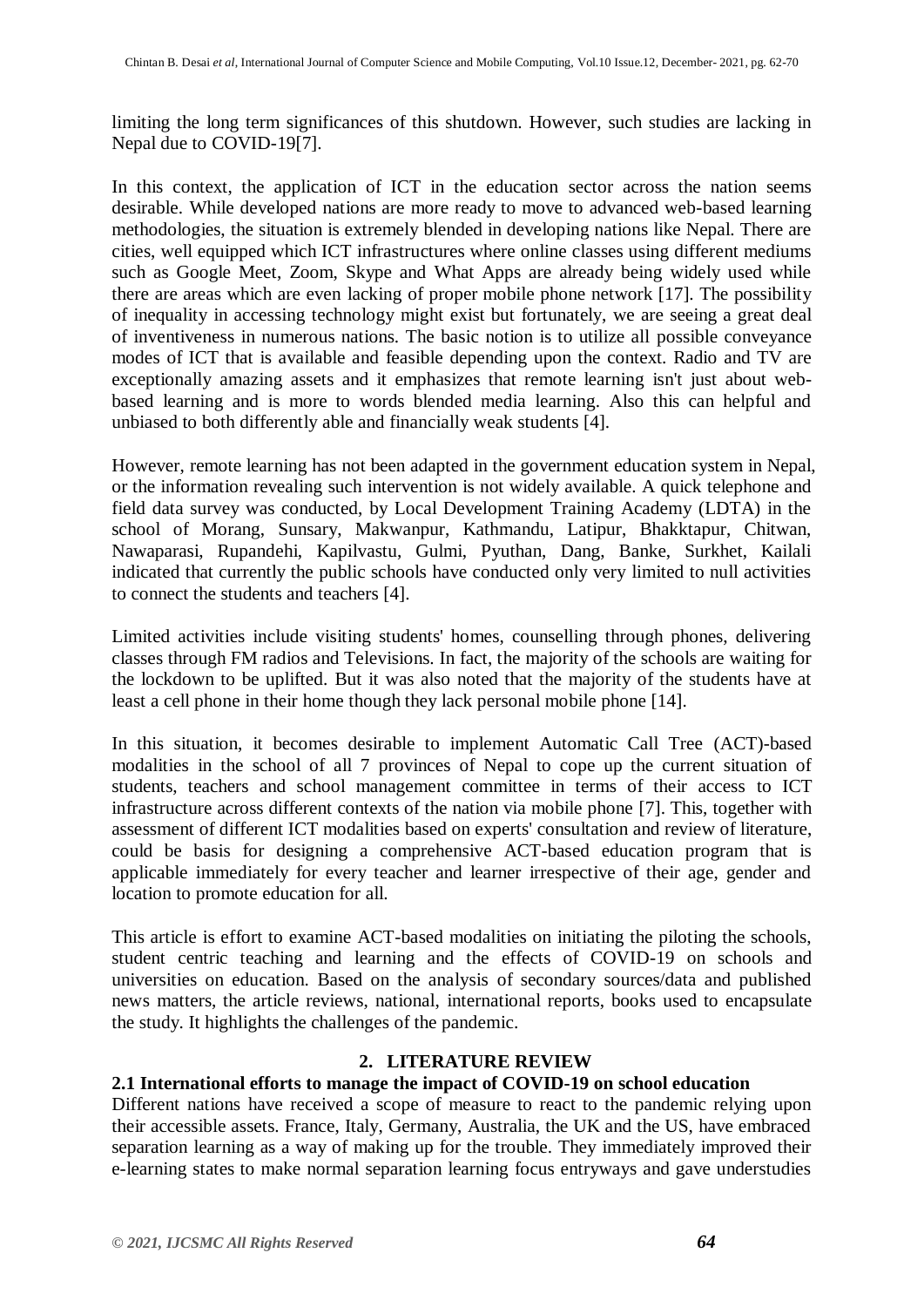limiting the long term significances of this shutdown. However, such studies are lacking in Nepal due to COVID-19[7].

In this context, the application of ICT in the education sector across the nation seems desirable. While developed nations are more ready to move to advanced web-based learning methodologies, the situation is extremely blended in developing nations like Nepal. There are cities, well equipped which ICT infrastructures where online classes using different mediums such as Google Meet, Zoom, Skype and What Apps are already being widely used while there are areas which are even lacking of proper mobile phone network [17]. The possibility of inequality in accessing technology might exist but fortunately, we are seeing a great deal of inventiveness in numerous nations. The basic notion is to utilize all possible conveyance modes of ICT that is available and feasible depending upon the context. Radio and TV are exceptionally amazing assets and it emphasizes that remote learning isn't just about web-based learning and is more to words blended media learning. Also this can helpful and unbiased to both differently able and financially weak students [4].

However, remote learning has not been adapted in the government education system in Nepal, or the information revealing such intervention is not widely available. A quick telephone and field data survey was conducted, by Local Development Training Academy (LDTA) in the school of Morang, Sunsary, Makwanpur, Kathmandu, Latipur, Bhakktapur, Chitwan, Nawaparasi, Rupandehi, Kapilvastu, Gulmi, Pyuthan, Dang, Banke, Surkhet, Kailali indicated that currently the public schools have conducted only very limited to null activities to connect the students and teachers [4].

Limited activities include visiting students' homes, counselling through phones, delivering classes through FM radios and Televisions. In fact, the majority of the schools are waiting for the lockdown to be uplifted. But it was also noted that the majority of the students have at least a cell phone in their home though they lack personal mobile phone [14].

In this situation, it becomes desirable to implement Automatic Call Tree (ACT)-based modalities in the school of all 7 provinces of Nepal to cope up the current situation of students, teachers and school management committee in terms of their access to ICT infrastructure across different contexts of the nation via mobile phone [7]. This, together with assessment of different ICT modalities based on experts' consultation and review of literature, could be basis for designing a comprehensive ACT-based education program that is applicable immediately for every teacher and learner irrespective of their age, gender and location to promote education for all.

This article is effort to examine ACT-based modalities on initiating the piloting the schools, student centric teaching and learning and the effects of COVID-19 on schools and universities on education. Based on the analysis of secondary sources/data and published news matters, the article reviews, national, international reports, books used to encapsulate the study. It highlights the challenges of the pandemic.

## 2. LITERATURE REVIEW

### 2.1 International efforts to manage the impact of COVID-19 on school education

Different nations have received a scope of measure to react to the pandemic relying upon their accessible assets. France, Italy, Germany, Australia, the UK and the US, have embraced separation learning as a way of making up for the trouble. They immediately improved their e-learning states to make normal separation learning focus entryways and gave understudies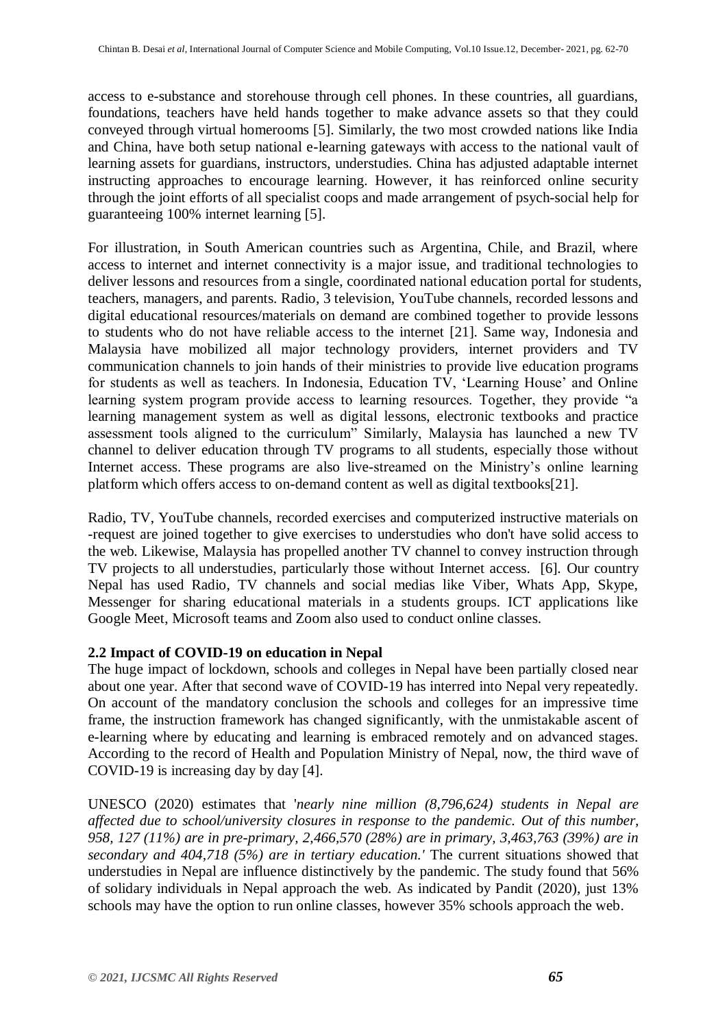access to e-substance and storehouse through cell phones. In these countries, all guardians, foundations, teachers have held hands together to make advance assets so that they could conveyed through virtual homerooms [5]. Similarly, the two most crowded nations like India and China, have both setup national e-learning gateways with access to the national vault of learning assets for guardians, instructors, understudies. China has adjusted adaptable internet instructing approaches to encourage learning. However, it has reinforced online security through the joint efforts of all specialist coops and made arrangement of psych-social help for guaranteeing 100% internet learning [5].

For illustration, in South American countries such as Argentina, Chile, and Brazil, where access to internet and internet connectivity is a major issue, and traditional technologies to deliver lessons and resources from a single, coordinated national education portal for students, teachers, managers, and parents. Radio, 3 television, YouTube channels, recorded lessons and digital educational resources/materials on demand are combined together to provide lessons to students who do not have reliable access to the internet [21]. Same way, Indonesia and Malaysia have mobilized all major technology providers, internet providers and TV communication channels to join hands of their ministries to provide live education programs for students as well as teachers. In Indonesia, Education TV, 'Learning House' and Online learning system program provide access to learning resources. Together, they provide "a learning management system as well as digital lessons, electronic textbooks and practice assessment tools aligned to the curriculum" Similarly, Malaysia has launched a new TV channel to deliver education through TV programs to all students, especially those without Internet access. These programs are also live-streamed on the Ministry's online learning platform which offers access to on-demand content as well as digital textbooks[21].

Radio, TV, YouTube channels, recorded exercises and computerized instructive materials on -request are joined together to give exercises to understudies who don't have solid access to the web. Likewise, Malaysia has propelled another TV channel to convey instruction through TV projects to all understudies, particularly those without Internet access. [6]. Our country Nepal has used Radio, TV channels and social medias like Viber, Whats App, Skype, Messenger for sharing educational materials in a students groups. ICT applications like Google Meet, Microsoft teams and Zoom also used to conduct online classes.

### 2.2 Impact of COVID-19 on education in Nepal

The huge impact of lockdown, schools and colleges in Nepal have been partially closed near about one year. After that second wave of COVID-19 has interred into Nepal very repeatedly. On account of the mandatory conclusion the schools and colleges for an impressive time frame, the instruction framework has changed significantly, with the unmistakable ascent of e-learning where by educating and learning is embraced remotely and on advanced stages. According to the record of Health and Population Ministry of Nepal, now, the third wave of COVID-19 is increasing day by day [4].

UNESCO (2020) estimates that '*nearly nine million (8,796,624) students in Nepal are affected due to school/university closures in response to the pandemic. Out of this number, 958, 127 (11%) are in pre-primary, 2,466,570 (28%) are in primary, 3,463,763 (39%) are in secondary and 404,718 (5%) are in tertiary education.'* The current situations showed that understudies in Nepal are influence distinctively by the pandemic. The study found that 56% of solidary individuals in Nepal approach the web. As indicated by Pandit (2020), just 13% schools may have the option to run online classes, however 35% schools approach the web.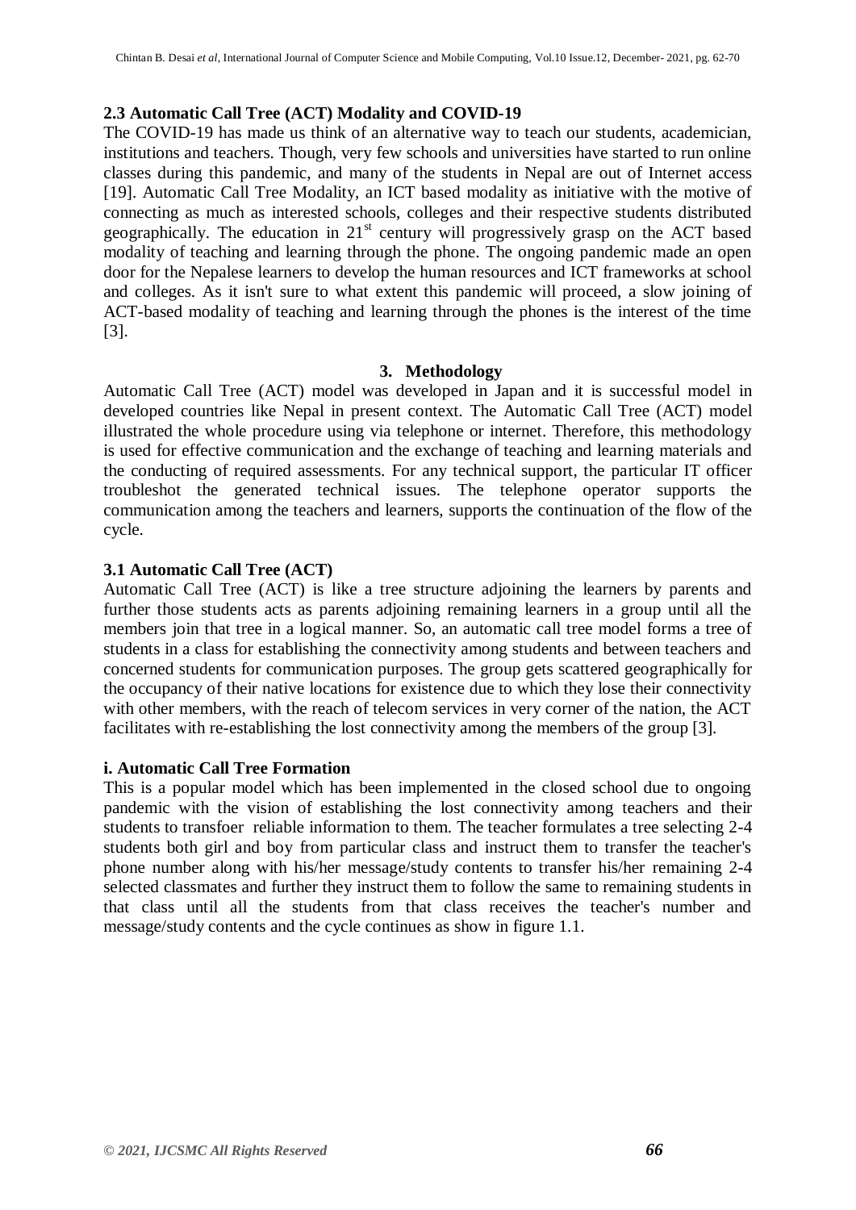### 2.3 Automatic Call Tree (ACT) Modality and COVID-19

The COVID-19 has made us think of an alternative way to teach our students, academician, institutions and teachers. Though, very few schools and universities have started to run online classes during this pandemic, and many of the students in Nepal are out of Internet access [19]. Automatic Call Tree Modality, an ICT based modality as initiative with the motive of connecting as much as interested schools, colleges and their respective students distributed geographically. The education in 21st century will progressively grasp on the ACT based modality of teaching and learning through the phone. The ongoing pandemic made an open door for the Nepalese learners to develop the human resources and ICT frameworks at school and colleges. As it isn't sure to what extent this pandemic will proceed, a slow joining of ACT-based modality of teaching and learning through the phones is the interest of the time [3].

## 3. Methodology

Automatic Call Tree (ACT) model was developed in Japan and it is successful model in developed countries like Nepal in present context. The Automatic Call Tree (ACT) model illustrated the whole procedure using via telephone or internet. Therefore, this methodology is used for effective communication and the exchange of teaching and learning materials and the conducting of required assessments. For any technical support, the particular IT officer troubleshot the generated technical issues. The telephone operator supports the communication among the teachers and learners, supports the continuation of the flow of the cycle.

### 3.1 Automatic Call Tree (ACT)

Automatic Call Tree (ACT) is like a tree structure adjoining the learners by parents and further those students acts as parents adjoining remaining learners in a group until all the members join that tree in a logical manner. So, an automatic call tree model forms a tree of students in a class for establishing the connectivity among students and between teachers and concerned students for communication purposes. The group gets scattered geographically for the occupancy of their native locations for existence due to which they lose their connectivity with other members, with the reach of telecom services in very corner of the nation, the ACT facilitates with re-establishing the lost connectivity among the members of the group [3].

#### i. Automatic Call Tree Formation

This is a popular model which has been implemented in the closed school due to ongoing pandemic with the vision of establishing the lost connectivity among teachers and their students to transfoer reliable information to them. The teacher formulates a tree selecting 2-4 students both girl and boy from particular class and instruct them to transfer the teacher's phone number along with his/her message/study contents to transfer his/her remaining 2-4 selected classmates and further they instruct them to follow the same to remaining students in that class until all the students from that class receives the teacher's number and message/study contents and the cycle continues as show in figure 1.1.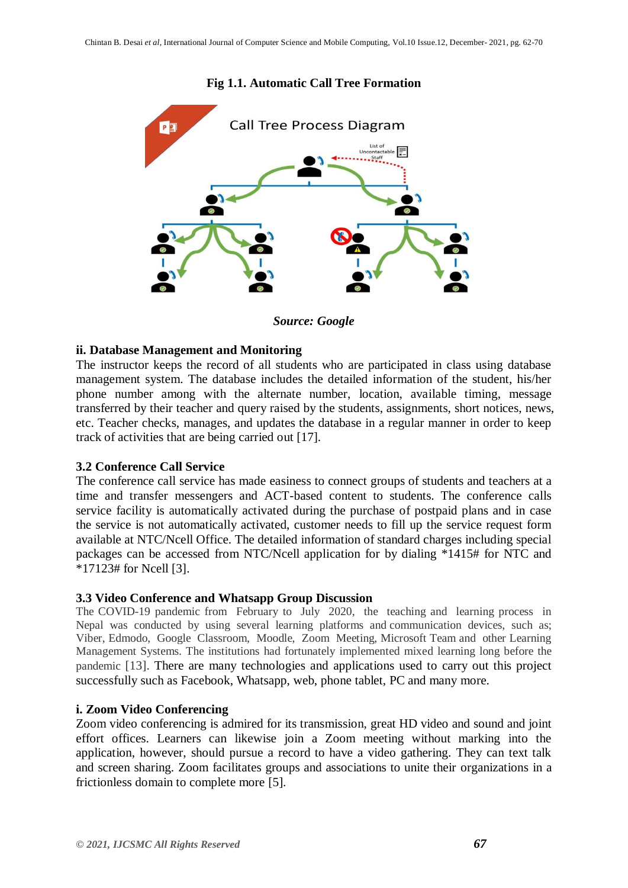**Fig 1.1. Automatic Call Tree Formation**

*Source: Google*

**ii. Database Management and Monitoring**

The instructor keeps the record of all students who are participated in class using database management system. The database includes the detailed information of the student, his/her phone number among with the alternate number, location, available timing, message transferred by their teacher and query raised by the students, assignments, short notices, news, etc. Teacher checks, manages, and updates the database in a regular manner in order to keep track of activities that are being carried out [17].

## 3.2 Conference Call Service

The conference call service has made easiness to connect groups of students and teachers at a time and transfer messengers and ACT-based content to students. The conference calls service facility is automatically activated during the purchase of postpaid plans and in case the service is not automatically activated, customer needs to fill up the service request form available at NTC/Ncell Office. The detailed information of standard charges including special packages can be accessed from NTC/Ncell application for by dialing *1415# for NTC and *17123# for Ncell [3].

## 3.3 Video Conference and Whatsapp Group Discussion

The COVID-19 pandemic from February to July 2020, the teaching and learning process in Nepal was conducted by using several learning platforms and communication devices, such as; Viber, Edmodo, Google Classroom, Moodle, Zoom Meeting, Microsoft Team and other Learning Management Systems. The institutions had fortunately implemented mixed learning long before the pandemic [13]. There are many technologies and applications used to carry out this project successfully such as Facebook, Whatsapp, web, phone tablet, PC and many more.

**i. Zoom Video Conferencing**

Zoom video conferencing is admired for its transmission, great HD video and sound and joint effort offices. Learners can likewise join a Zoom meeting without marking into the application, however, should pursue a record to have a video gathering. They can text talk and screen sharing. Zoom facilitates groups and associations to unite their organizations in a frictionless domain to complete more [5].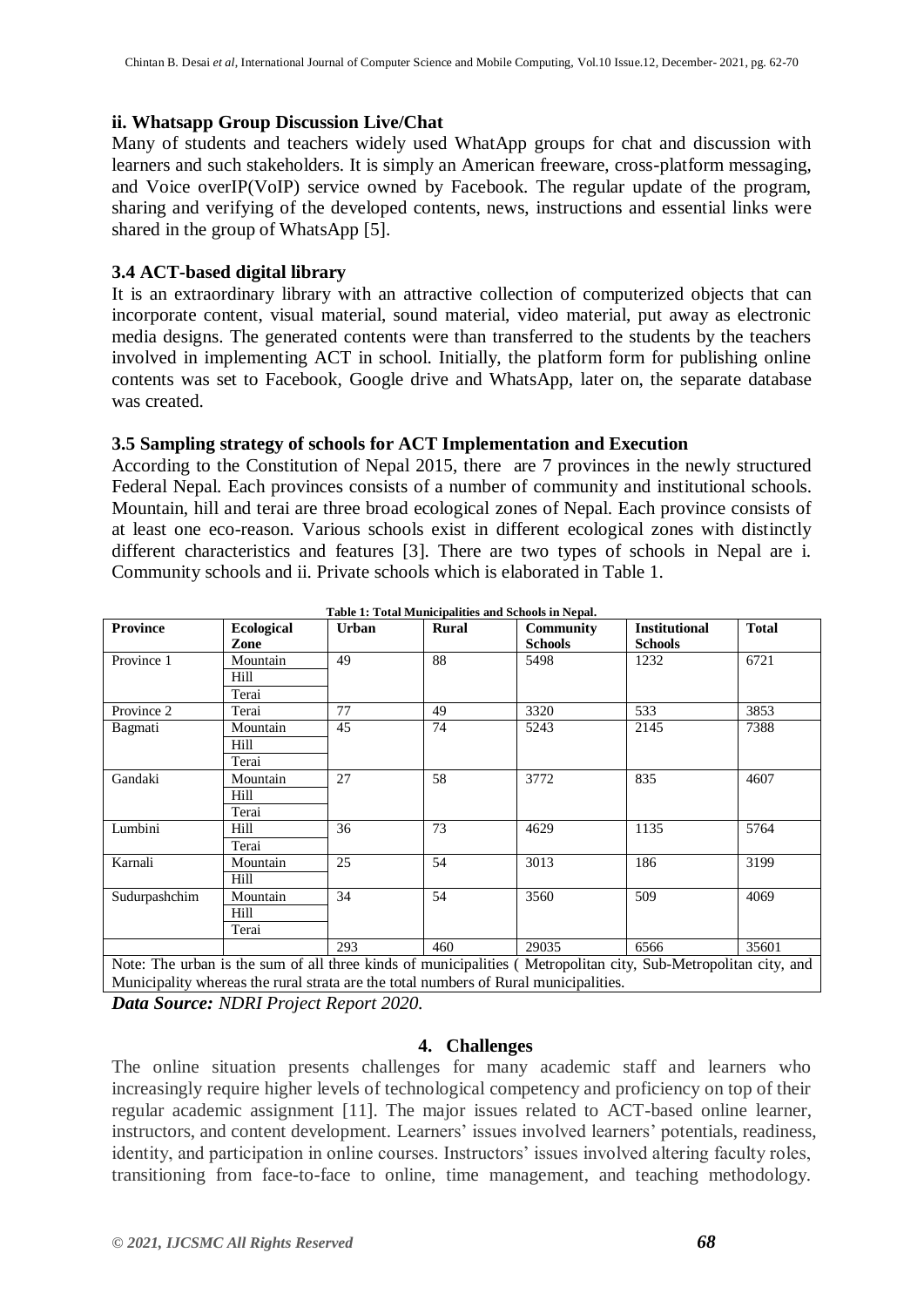### ii. Whatsapp Group Discussion Live/Chat

Many of students and teachers widely used WhatApp groups for chat and discussion with learners and such stakeholders. It is simply an American freeware, cross-platform messaging, and Voice overIP(VoIP) service owned by Facebook. The regular update of the program, sharing and verifying of the developed contents, news, instructions and essential links were shared in the group of WhatsApp [5].

### 3.4 ACT-based digital library

It is an extraordinary library with an attractive collection of computerized objects that can incorporate content, visual material, sound material, video material, put away as electronic media designs. The generated contents were than transferred to the students by the teachers involved in implementing ACT in school. Initially, the platform form for publishing online contents was set to Facebook, Google drive and WhatsApp, later on, the separate database was created.

### 3.5 Sampling strategy of schools for ACT Implementation and Execution

According to the Constitution of Nepal 2015, there are 7 provinces in the newly structured Federal Nepal. Each provinces consists of a number of community and institutional schools. Mountain, hill and terai are three broad ecological zones of Nepal. Each province consists of at least one eco-reason. Various schools exist in different ecological zones with distinctly different characteristics and features [3]. There are two types of schools in Nepal are i. Community schools and ii. Private schools which is elaborated in Table 1.

**Table 1: Total Municipalities and Schools in Nepal.**

| Province | Ecological Zone | Urban | Rural | Community Schools | Institutional Schools | Total |
|---|---|---|---|---|---|---|
| Province 1 | Mountain | 49 | 88 | 5498 | 1232 | 6721 |
| | Hill | | | | | |
| | Terai | | | | | |
| Province 2 | Terai | 77 | 49 | 3320 | 533 | 3853 |
| Bagmati | Mountain | 45 | 74 | 5243 | 2145 | 7388 |
| | Hill | | | | | |
| | Terai | | | | | |
| Gandaki | Mountain | 27 | 58 | 3772 | 835 | 4607 |
| | Hill | | | | | |
| | Terai | | | | | |
| Lumbini | Hill | 36 | 73 | 4629 | 1135 | 5764 |
| | Terai | | | | | |
| Karnali | Mountain | 25 | 54 | 3013 | 186 | 3199 |
| | Hill | | | | | |
| Sudurpashchim | Mountain | 34 | 54 | 3560 | 509 | 4069 |
| | Hill | | | | | |
| | Terai | | | | | |
| | | 293 | 460 | 29035 | 6566 | 35601 |

Note: The urban is the sum of all three kinds of municipalities ( Metropolitan city, Sub-Metropolitan city, and Municipality whereas the rural strata are the total numbers of Rural municipalities.

***Data Source:** NDRI Project Report 2020.*

## 4. Challenges

The online situation presents challenges for many academic staff and learners who increasingly require higher levels of technological competency and proficiency on top of their regular academic assignment [11]. The major issues related to ACT-based online learner, instructors, and content development. Learners' issues involved learners' potentials, readiness, identity, and participation in online courses. Instructors' issues involved altering faculty roles, transitioning from face-to-face to online, time management, and teaching methodology.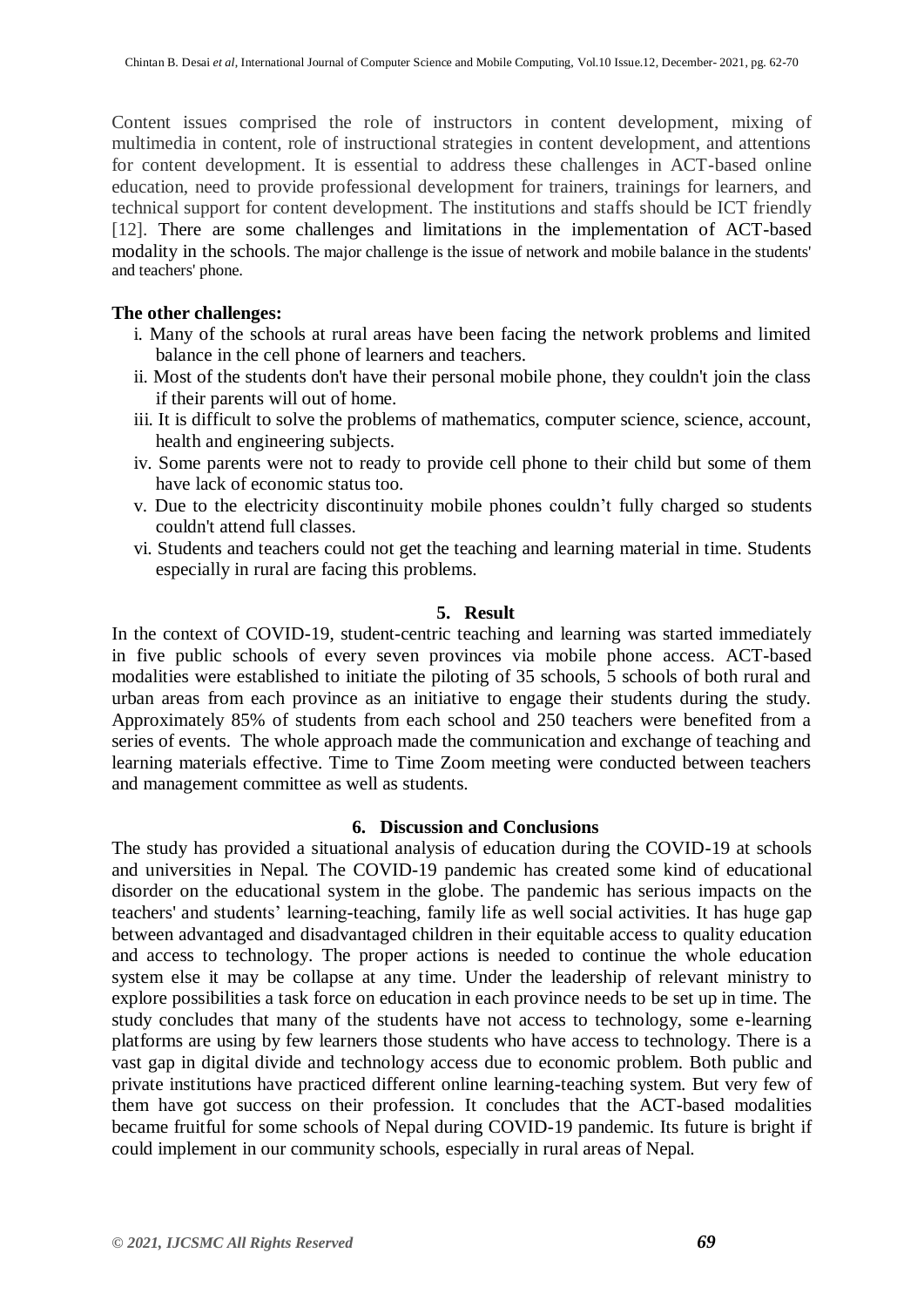Content issues comprised the role of instructors in content development, mixing of multimedia in content, role of instructional strategies in content development, and attentions for content development. It is essential to address these challenges in ACT-based online education, need to provide professional development for trainers, trainings for learners, and technical support for content development. The institutions and staffs should be ICT friendly [12]. There are some challenges and limitations in the implementation of ACT-based modality in the schools. The major challenge is the issue of network and mobile balance in the students' and teachers' phone.

**The other challenges:**

i. Many of the schools at rural areas have been facing the network problems and limited balance in the cell phone of learners and teachers.
ii. Most of the students don't have their personal mobile phone, they couldn't join the class if their parents will out of home.
iii. It is difficult to solve the problems of mathematics, computer science, science, account, health and engineering subjects.
iv. Some parents were not to ready to provide cell phone to their child but some of them have lack of economic status too.
v. Due to the electricity discontinuity mobile phones couldn't fully charged so students couldn't attend full classes.
vi. Students and teachers could not get the teaching and learning material in time. Students especially in rural are facing this problems.

## 5. Result

In the context of COVID-19, student-centric teaching and learning was started immediately in five public schools of every seven provinces via mobile phone access. ACT-based modalities were established to initiate the piloting of 35 schools, 5 schools of both rural and urban areas from each province as an initiative to engage their students during the study. Approximately 85% of students from each school and 250 teachers were benefited from a series of events. The whole approach made the communication and exchange of teaching and learning materials effective. Time to Time Zoom meeting were conducted between teachers and management committee as well as students.

## 6. Discussion and Conclusions

The study has provided a situational analysis of education during the COVID-19 at schools and universities in Nepal. The COVID-19 pandemic has created some kind of educational disorder on the educational system in the globe. The pandemic has serious impacts on the teachers' and students' learning-teaching, family life as well social activities. It has huge gap between advantaged and disadvantaged children in their equitable access to quality education and access to technology. The proper actions is needed to continue the whole education system else it may be collapse at any time. Under the leadership of relevant ministry to explore possibilities a task force on education in each province needs to be set up in time. The study concludes that many of the students have not access to technology, some e-learning platforms are using by few learners those students who have access to technology. There is a vast gap in digital divide and technology access due to economic problem. Both public and private institutions have practiced different online learning-teaching system. But very few of them have got success on their profession. It concludes that the ACT-based modalities became fruitful for some schools of Nepal during COVID-19 pandemic. Its future is bright if could implement in our community schools, especially in rural areas of Nepal.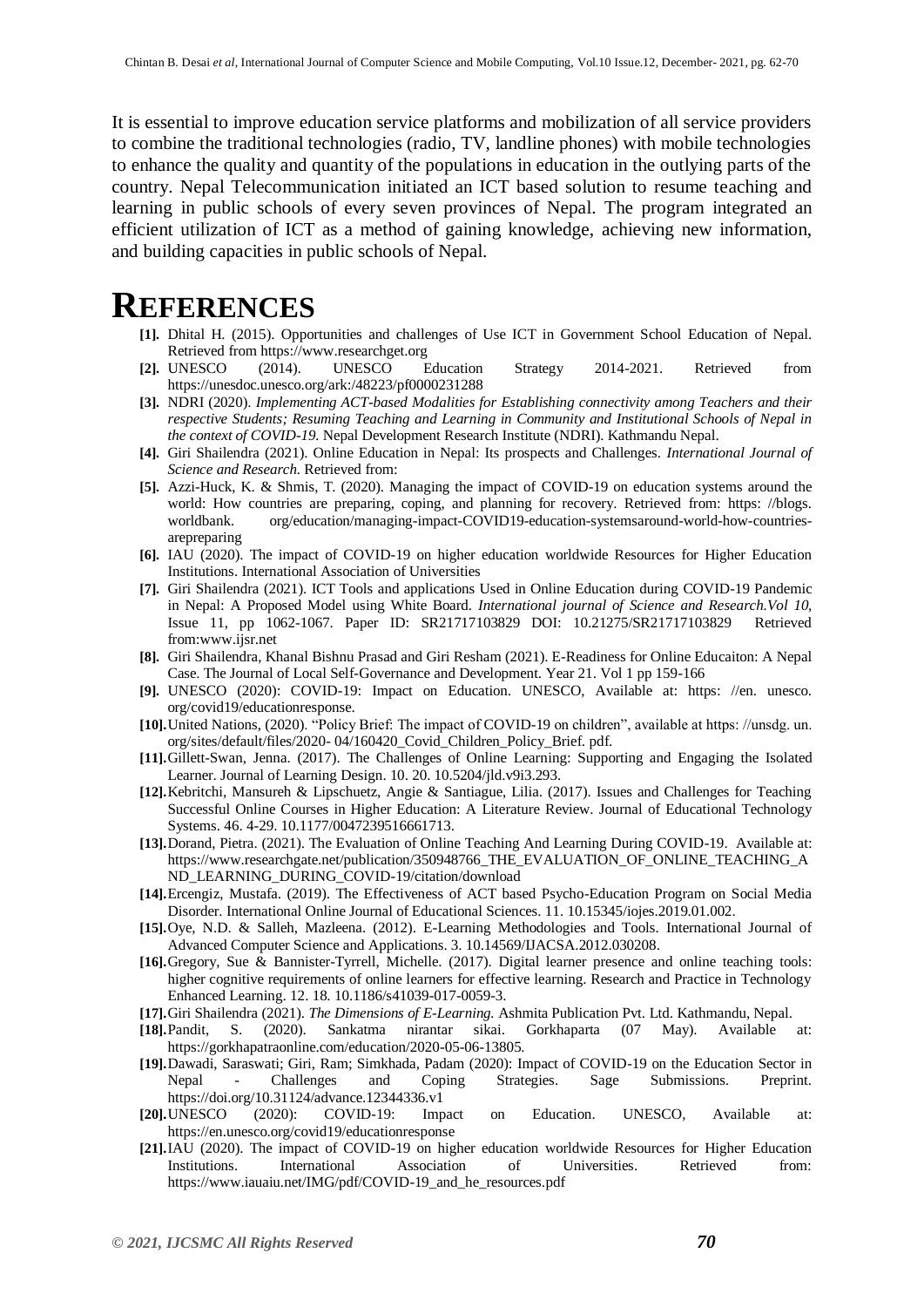It is essential to improve education service platforms and mobilization of all service providers to combine the traditional technologies (radio, TV, landline phones) with mobile technologies to enhance the quality and quantity of the populations in education in the outlying parts of the country. Nepal Telecommunication initiated an ICT based solution to resume teaching and learning in public schools of every seven provinces of Nepal. The program integrated an efficient utilization of ICT as a method of gaining knowledge, achieving new information, and building capacities in public schools of Nepal.

# REFERENCES

**[1].** Dhital H. (2015). Opportunities and challenges of Use ICT in Government School Education of Nepal. Retrieved from https://www.researchget.org

**[2].** UNESCO (2014). UNESCO Education Strategy 2014-2021. Retrieved from https://unesdoc.unesco.org/ark:/48223/pf0000231288

**[3].** NDRI (2020). *Implementing ACT-based Modalities for Establishing connectivity among Teachers and their respective Students; Resuming Teaching and Learning in Community and Institutional Schools of Nepal in the context of COVID-19.* Nepal Development Research Institute (NDRI). Kathmandu Nepal.

**[4].** Giri Shailendra (2021). Online Education in Nepal: Its prospects and Challenges. *International Journal of Science and Research.* Retrieved from:

**[5].** Azzi-Huck, K. & Shmis, T. (2020). Managing the impact of COVID-19 on education systems around the world: How countries are preparing, coping, and planning for recovery. Retrieved from: https: //blogs. worldbank. org/education/managing-impact-COVID19-education-systemsaround-world-how-countries-arepreparing

**[6].** IAU (2020). The impact of COVID-19 on higher education worldwide Resources for Higher Education Institutions. International Association of Universities

**[7].** Giri Shailendra (2021). ICT Tools and applications Used in Online Education during COVID-19 Pandemic in Nepal: A Proposed Model using White Board. *International journal of Science and Research.Vol 10,* Issue 11, pp 1062-1067. Paper ID: SR21717103829 DOI: 10.21275/SR21717103829 Retrieved from:www.ijsr.net

**[8].** Giri Shailendra, Khanal Bishnu Prasad and Giri Resham (2021). E-Readiness for Online Educaiton: A Nepal Case. The Journal of Local Self-Governance and Development. Year 21. Vol 1 pp 159-166

**[9].** UNESCO (2020): COVID-19: Impact on Education. UNESCO, Available at: https: //en. unesco. org/covid19/educationresponse.

**[10].** United Nations, (2020). "Policy Brief: The impact of COVID-19 on children", available at https: //unsdg. un. org/sites/default/files/2020- 04/160420_Covid_Children_Policy_Brief. pdf.

**[11].** Gillett-Swan, Jenna. (2017). The Challenges of Online Learning: Supporting and Engaging the Isolated Learner. Journal of Learning Design. 10. 20. 10.5204/jld.v9i3.293.

**[12].** Kebritchi, Mansureh & Lipschuetz, Angie & Santiague, Lilia. (2017). Issues and Challenges for Teaching Successful Online Courses in Higher Education: A Literature Review. Journal of Educational Technology Systems. 46. 4-29. 10.1177/0047239516661713.

**[13].** Dorand, Pietra. (2021). The Evaluation of Online Teaching And Learning During COVID-19. Available at: https://www.researchgate.net/publication/350948766_THE_EVALUATION_OF_ONLINE_TEACHING_AND_LEARNING_DURING_COVID-19/citation/download

**[14].** Ercengiz, Mustafa. (2019). The Effectiveness of ACT based Psycho-Education Program on Social Media Disorder. International Online Journal of Educational Sciences. 11. 10.15345/iojes.2019.01.002.

**[15].** Oye, N.D. & Salleh, Mazleena. (2012). E-Learning Methodologies and Tools. International Journal of Advanced Computer Science and Applications. 3. 10.14569/IJACSA.2012.030208.

**[16].** Gregory, Sue & Bannister-Tyrrell, Michelle. (2017). Digital learner presence and online teaching tools: higher cognitive requirements of online learners for effective learning. Research and Practice in Technology Enhanced Learning. 12. 18. 10.1186/s41039-017-0059-3.

**[17].** Giri Shailendra (2021). *The Dimensions of E-Learning.* Ashmita Publication Pvt. Ltd. Kathmandu, Nepal.

**[18].** Pandit, S. (2020). Sankatma nirantar sikai. Gorkhaparta (07 May). Available at: https://gorkhapatraonline.com/education/2020-05-06-13805.

**[19].** Dawadi, Saraswati; Giri, Ram; Simkhada, Padam (2020): Impact of COVID-19 on the Education Sector in Nepal - Challenges and Coping Strategies. Sage Submissions. Preprint. https://doi.org/10.31124/advance.12344336.v1

**[20].** UNESCO (2020): COVID-19: Impact on Education. UNESCO, Available at: https://en.unesco.org/covid19/educationresponse

**[21].** IAU (2020). The impact of COVID-19 on higher education worldwide Resources for Higher Education Institutions. International Association of Universities. Retrieved from: https://www.iauaiu.net/IMG/pdf/COVID-19_and_he_resources.pdf